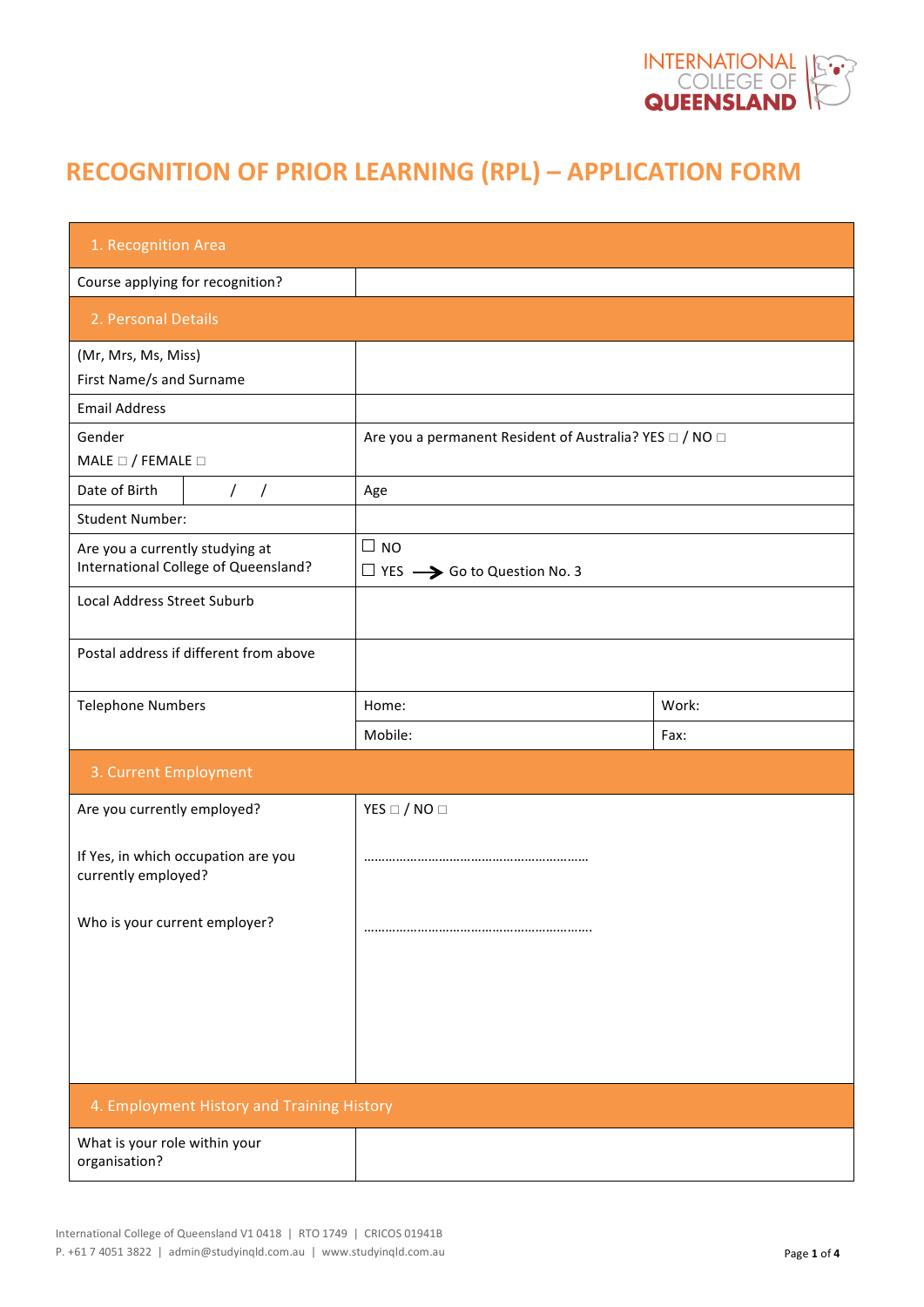INTERNATIONAL COLLEGE OF QUEENSLAND

# RECOGNITION OF PRIOR LEARNING (RPL) – APPLICATION FORM

| 1. Recognition Area | | |
|---|---|---|
| Course applying for recognition? | | |

| 2. Personal Details | | |
|---|---|---|
| (Mr, Mrs, Ms, Miss)<br>First Name/s and Surname | | |
| Email Address | | |
| Gender<br>MALE □ / FEMALE □ | Are you a permanent Resident of Australia? YES □ / NO □ | |
| Date of Birth &nbsp;&nbsp;&nbsp; / &nbsp;&nbsp; / | Age | |
| Student Number: | | |
| Are you a currently studying at International College of Queensland? | ☐ NO<br>☐ YES ⟶ Go to Question No. 3 | |
| Local Address Street Suburb | | |
| Postal address if different from above | | |
| Telephone Numbers | Home: | Work: |
| | Mobile: | Fax: |

| 3. Current Employment | |
|---|---|
| Are you currently employed? | YES □ / NO □ |
| If Yes, in which occupation are you currently employed? | ……………………………………………………… |
| Who is your current employer? | ……………………………………………………… |

| 4. Employment History and Training History | |
|---|---|
| What is your role within your organisation? | |

International College of Queensland V1 0418 | RTO 1749 | CRICOS 01941B
P. +61 7 4051 3822 | admin@studyinqld.com.au | www.studyinqld.com.au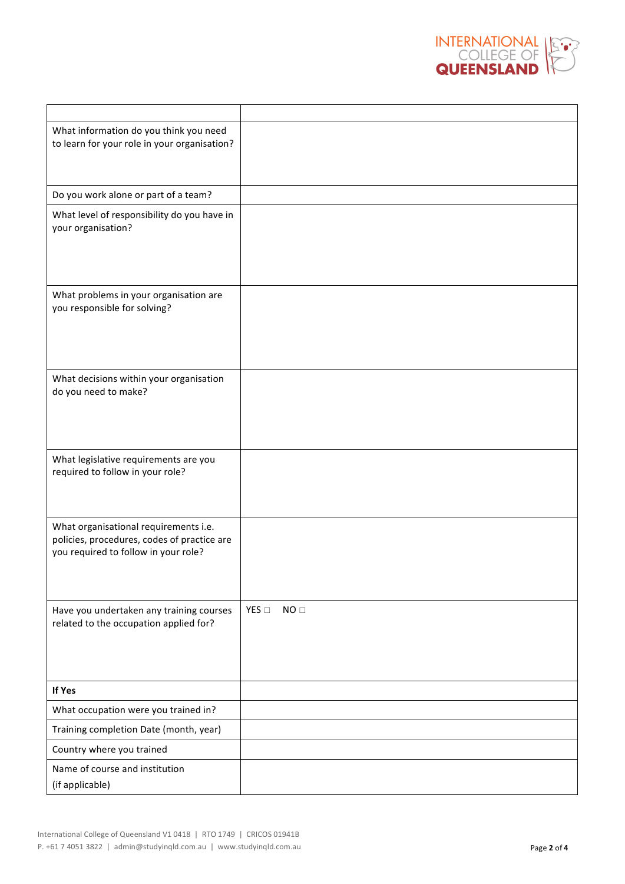| | |
|---|---|
| What information do you think you need to learn for your role in your organisation? | |
| Do you work alone or part of a team? | |
| What level of responsibility do you have in your organisation? | |
| What problems in your organisation are you responsible for solving? | |
| What decisions within your organisation do you need to make? | |
| What legislative requirements are you required to follow in your role? | |
| What organisational requirements i.e. policies, procedures, codes of practice are you required to follow in your role? | |
| Have you undertaken any training courses related to the occupation applied for? | YES ☐ NO ☐ |
| **If Yes** | |
| What occupation were you trained in? | |
| Training completion Date (month, year) | |
| Country where you trained | |
| Name of course and institution (if applicable) | |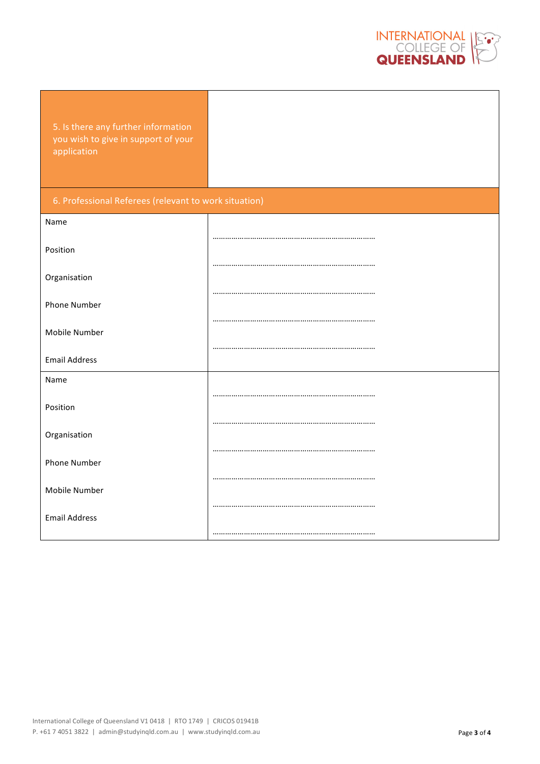| 5. Is there any further information you wish to give in support of your application | |
|---|---|

| 6. Professional Referees (relevant to work situation) | |
|---|---|
| Name | ………………………………………………………………… |
| Position | ………………………………………………………………… |
| Organisation | ………………………………………………………………… |
| Phone Number | ………………………………………………………………… |
| Mobile Number | ………………………………………………………………… |
| Email Address | |
| Name | ………………………………………………………………… |
| Position | ………………………………………………………………… |
| Organisation | ………………………………………………………………… |
| Phone Number | ………………………………………………………………… |
| Mobile Number | ………………………………………………………………… |
| Email Address | ………………………………………………………………… |

International College of Queensland V1 0418 | RTO 1749 | CRICOS 01941B
P. +61 7 4051 3822 | admin@studyinqld.com.au | www.studyinqld.com.au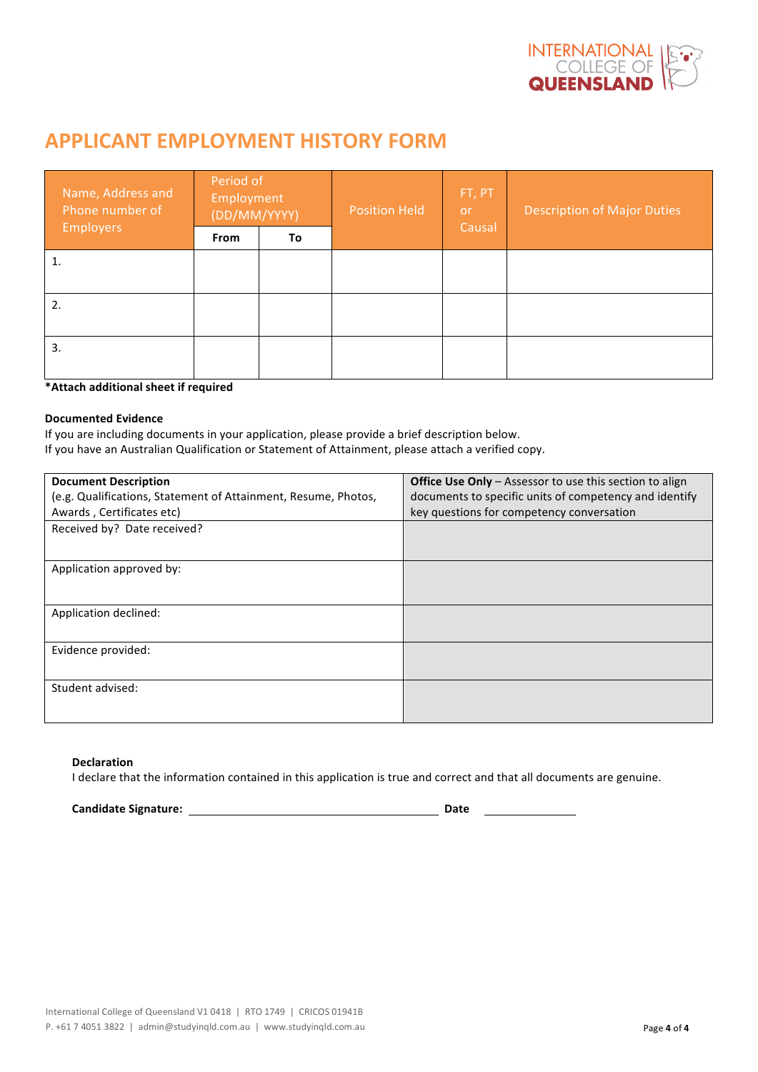# APPLICANT EMPLOYMENT HISTORY FORM

| Name, Address and Phone number of Employers | Period of Employment (DD/MM/YYYY) | | Position Held | FT, PT or Causal | Description of Major Duties |
|---|---|---|---|---|---|
| | From | To | | | |
| 1. | | | | | |
| 2. | | | | | |
| 3. | | | | | |

**\*Attach additional sheet if required**

**Documented Evidence**

If you are including documents in your application, please provide a brief description below.
If you have an Australian Qualification or Statement of Attainment, please attach a verified copy.

| **Document Description** (e.g. Qualifications, Statement of Attainment, Resume, Photos, Awards , Certificates etc) | **Office Use Only** – Assessor to use this section to align documents to specific units of competency and identify key questions for competency conversation |
|---|---|
| Received by? Date received? | |
| Application approved by: | |
| Application declined: | |
| Evidence provided: | |
| Student advised: | |

**Declaration**

I declare that the information contained in this application is true and correct and that all documents are genuine.

**Candidate Signature:** ______________________________ **Date** ______________

International College of Queensland V1 0418 | RTO 1749 | CRICOS 01941B
P. +61 7 4051 3822 | admin@studyinqld.com.au | www.studyinqld.com.au